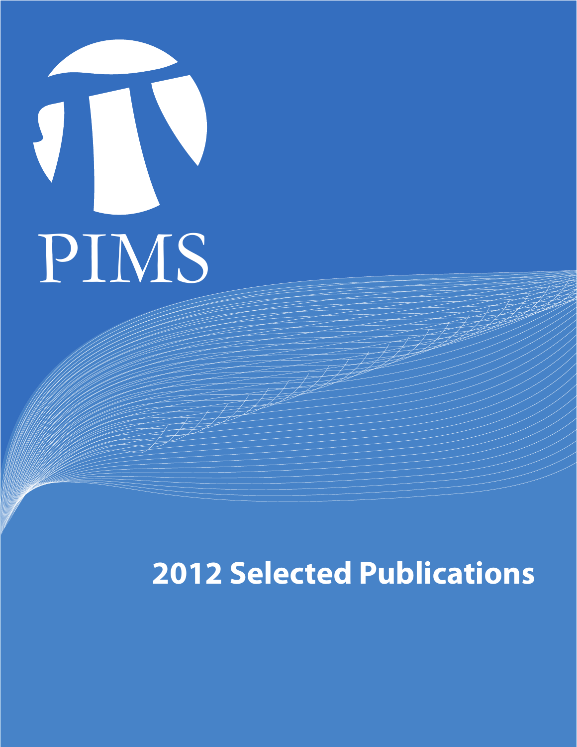PIMS

# 2012 Selected Publications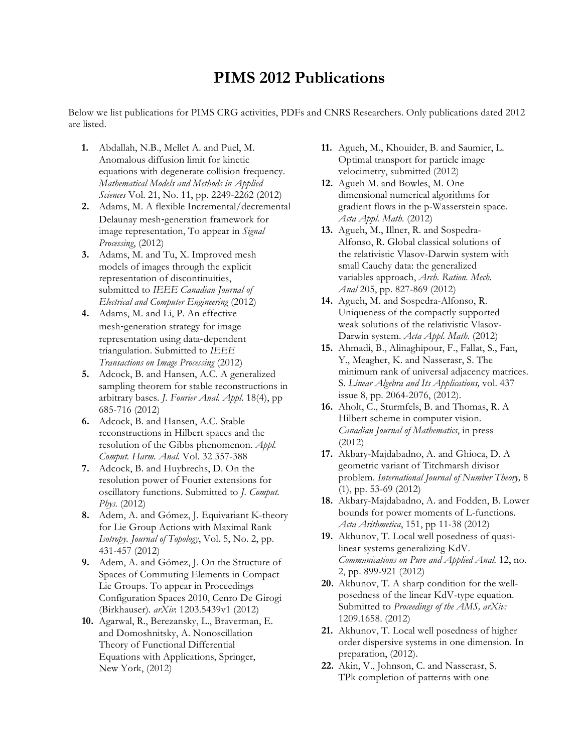# PIMS 2012 Publications

Below we list publications for PIMS CRG activities, PDFs and CNRS Researchers. Only publications dated 2012 are listed.

1. Abdallah, N.B., Mellet A. and Puel, M. Anomalous diffusion limit for kinetic equations with degenerate collision frequency. *Mathematical Models and Methods in Applied Sciences* Vol. 21, No. 11, pp. 2249-2262 (2012)
2. Adams, M. A flexible Incremental/decremental Delaunay mesh-generation framework for image representation, To appear in *Signal Processing*, (2012)
3. Adams, M. and Tu, X. Improved mesh models of images through the explicit representation of discontinuities, submitted to *IEEE Canadian Journal of Electrical and Computer Engineering* (2012)
4. Adams, M. and Li, P. An effective mesh-generation strategy for image representation using data-dependent triangulation. Submitted to *IEEE Transactions on Image Processing* (2012)
5. Adcock, B. and Hansen, A.C. A generalized sampling theorem for stable reconstructions in arbitrary bases. *J. Fourier Anal. Appl.* 18(4), pp 685-716 (2012)
6. Adcock, B. and Hansen, A.C. Stable reconstructions in Hilbert spaces and the resolution of the Gibbs phenomenon. *Appl. Comput. Harm. Anal.* Vol. 32 357-388
7. Adcock, B. and Huybrechs, D. On the resolution power of Fourier extensions for oscillatory functions. Submitted to *J. Comput. Phys.* (2012)
8. Adem, A. and Gómez, J. Equivariant K-theory for Lie Group Actions with Maximal Rank Isotropy. *Journal of Topology*, Vol. 5, No. 2, pp. 431-457 (2012)
9. Adem, A. and Gómez, J. On the Structure of Spaces of Commuting Elements in Compact Lie Groups. To appear in Proceedings Configuration Spaces 2010, Cenro De Girogi (Birkhauser). *arXiv*: 1203.5439v1 (2012)
10. Agarwal, R., Berezansky, L., Braverman, E. and Domoshnitsky, A. Nonoscillation Theory of Functional Differential Equations with Applications, Springer, New York, (2012)
11. Agueh, M., Khouider, B. and Saumier, L. Optimal transport for particle image velocimetry, submitted (2012)
12. Agueh M. and Bowles, M. One dimensional numerical algorithms for gradient flows in the p-Wasserstein space. *Acta Appl. Math.* (2012)
13. Agueh, M., Illner, R. and Sospedra-Alfonso, R. Global classical solutions of the relativistic Vlasov-Darwin system with small Cauchy data: the generalized variables approach, *Arch. Ration. Mech. Anal* 205, pp. 827-869 (2012)
14. Agueh, M. and Sospedra-Alfonso, R. Uniqueness of the compactly supported weak solutions of the relativistic Vlasov-Darwin system. *Acta Appl. Math.* (2012)
15. Ahmadi, B., Alinaghipour, F., Fallat, S., Fan, Y., Meagher, K. and Nasserasr, S. The minimum rank of universal adjacency matrices. S. *Linear Algebra and Its Applications,* vol. 437 issue 8, pp. 2064-2076, (2012).
16. Aholt, C., Sturmfels, B. and Thomas, R. A Hilbert scheme in computer vision. *Canadian Journal of Mathematics*, in press (2012)
17. Akbary-Majdabadno, A. and Ghioca, D. A geometric variant of Titchmarsh divisor problem. *International Journal of Number Theory,* 8 (1), pp. 53-69 (2012)
18. Akbary-Majdabadno, A. and Fodden, B. Lower bounds for power moments of L-functions. *Acta Arithmetica*, 151, pp 11-38 (2012)
19. Akhunov, T. Local well posedness of quasi-linear systems generalizing KdV. *Communications on Pure and Applied Anal.* 12, no. 2, pp. 899-921 (2012)
20. Akhunov, T. A sharp condition for the well-posedness of the linear KdV-type equation. Submitted to *Proceedings of the AMS, arXiv:* 1209.1658. (2012)
21. Akhunov, T. Local well posedness of higher order dispersive systems in one dimension. In preparation, (2012).
22. Akin, V., Johnson, C. and Nasserasr, S. TPk completion of patterns with one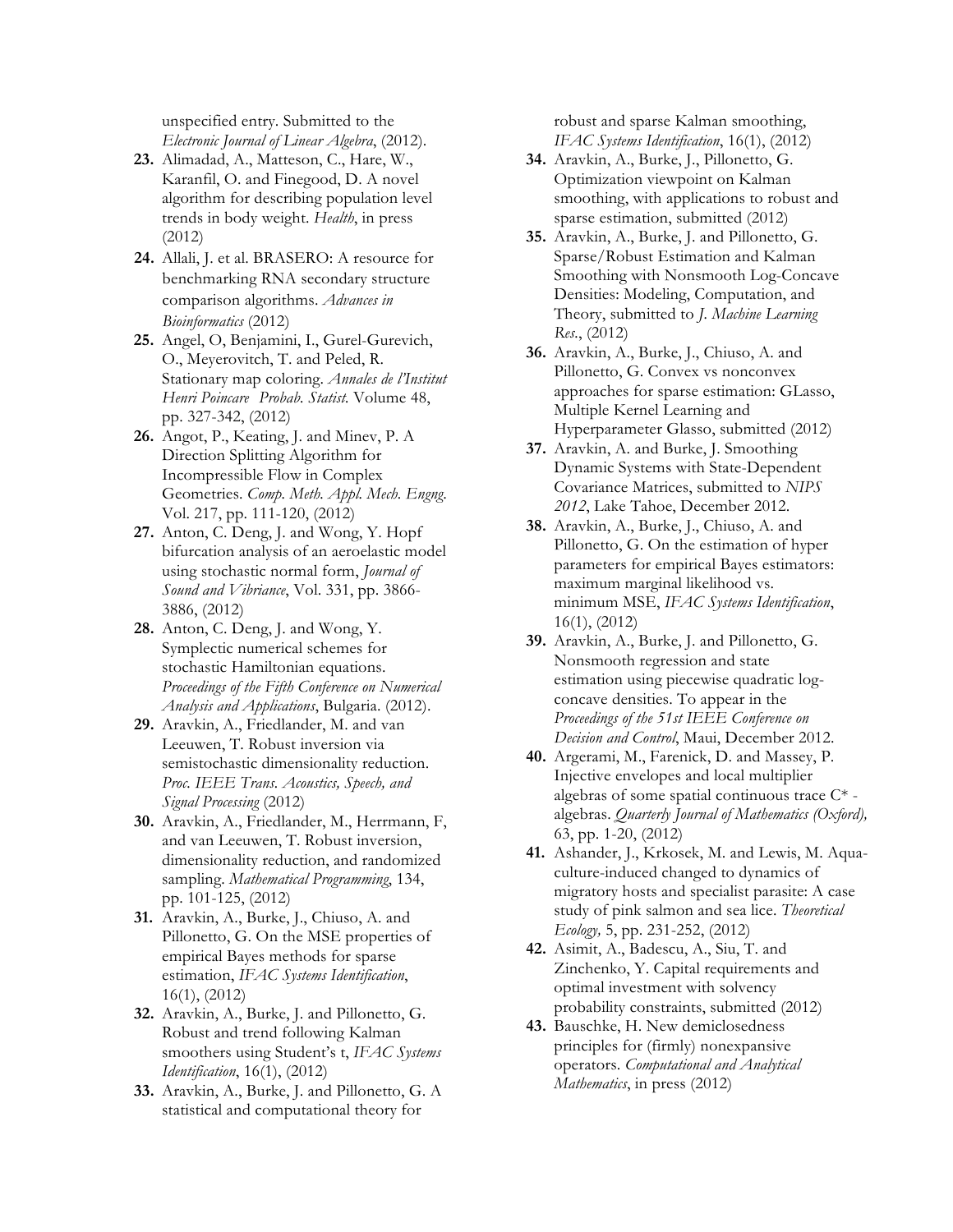unspecified entry. Submitted to the *Electronic Journal of Linear Algebra*, (2012).

23. Alimadad, A., Matteson, C., Hare, W., Karanfil, O. and Finegood, D. A novel algorithm for describing population level trends in body weight. *Health*, in press (2012)
24. Allali, J. et al. BRASERO: A resource for benchmarking RNA secondary structure comparison algorithms. *Advances in Bioinformatics* (2012)
25. Angel, O, Benjamini, I., Gurel-Gurevich, O., Meyerovitch, T. and Peled, R. Stationary map coloring. *Annales de l'Institut Henri Poincare Probab. Statist.* Volume 48, pp. 327-342, (2012)
26. Angot, P., Keating, J. and Minev, P. A Direction Splitting Algorithm for Incompressible Flow in Complex Geometries. *Comp. Meth. Appl. Mech. Engng.* Vol. 217, pp. 111-120, (2012)
27. Anton, C. Deng, J. and Wong, Y. Hopf bifurcation analysis of an aeroelastic model using stochastic normal form, *Journal of Sound and Vibriance*, Vol. 331, pp. 3866-3886, (2012)
28. Anton, C. Deng, J. and Wong, Y. Symplectic numerical schemes for stochastic Hamiltonian equations. *Proceedings of the Fifth Conference on Numerical Analysis and Applications*, Bulgaria. (2012).
29. Aravkin, A., Friedlander, M. and van Leeuwen, T. Robust inversion via semistochastic dimensionality reduction. *Proc. IEEE Trans. Acoustics, Speech, and Signal Processing* (2012)
30. Aravkin, A., Friedlander, M., Herrmann, F, and van Leeuwen, T. Robust inversion, dimensionality reduction, and randomized sampling. *Mathematical Programming*, 134, pp. 101-125, (2012)
31. Aravkin, A., Burke, J., Chiuso, A. and Pillonetto, G. On the MSE properties of empirical Bayes methods for sparse estimation, *IFAC Systems Identification*, 16(1), (2012)
32. Aravkin, A., Burke, J. and Pillonetto, G. Robust and trend following Kalman smoothers using Student's t, *IFAC Systems Identification*, 16(1), (2012)
33. Aravkin, A., Burke, J. and Pillonetto, G. A statistical and computational theory for robust and sparse Kalman smoothing, *IFAC Systems Identification*, 16(1), (2012)
34. Aravkin, A., Burke, J., Pillonetto, G. Optimization viewpoint on Kalman smoothing, with applications to robust and sparse estimation, submitted (2012)
35. Aravkin, A., Burke, J. and Pillonetto, G. Sparse/Robust Estimation and Kalman Smoothing with Nonsmooth Log-Concave Densities: Modeling, Computation, and Theory, submitted to *J. Machine Learning Res.*, (2012)
36. Aravkin, A., Burke, J., Chiuso, A. and Pillonetto, G. Convex vs nonconvex approaches for sparse estimation: GLasso, Multiple Kernel Learning and Hyperparameter Glasso, submitted (2012)
37. Aravkin, A. and Burke, J. Smoothing Dynamic Systems with State-Dependent Covariance Matrices, submitted to *NIPS 2012*, Lake Tahoe, December 2012.
38. Aravkin, A., Burke, J., Chiuso, A. and Pillonetto, G. On the estimation of hyper parameters for empirical Bayes estimators: maximum marginal likelihood vs. minimum MSE, *IFAC Systems Identification*, 16(1), (2012)
39. Aravkin, A., Burke, J. and Pillonetto, G. Nonsmooth regression and state estimation using piecewise quadratic log-concave densities. To appear in the *Proceedings of the 51st IEEE Conference on Decision and Control*, Maui, December 2012.
40. Argerami, M., Farenick, D. and Massey, P. Injective envelopes and local multiplier algebras of some spatial continuous trace C* -algebras. *Quarterly Journal of Mathematics (Oxford),* 63, pp. 1-20, (2012)
41. Ashander, J., Krkosek, M. and Lewis, M. Aqua-culture-induced changed to dynamics of migratory hosts and specialist parasite: A case study of pink salmon and sea lice. *Theoretical Ecology,* 5, pp. 231-252, (2012)
42. Asimit, A., Badescu, A., Siu, T. and Zinchenko, Y. Capital requirements and optimal investment with solvency probability constraints, submitted (2012)
43. Bauschke, H. New demiclosedness principles for (firmly) nonexpansive operators. *Computational and Analytical Mathematics*, in press (2012)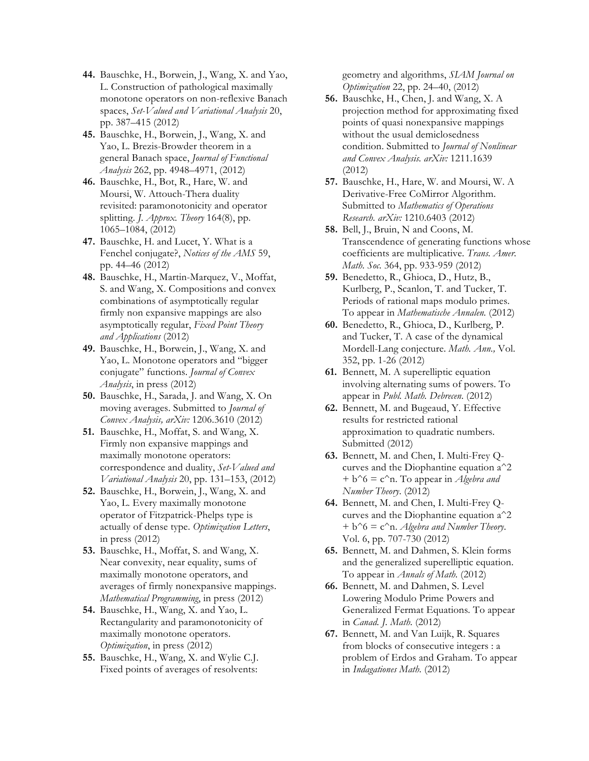44. Bauschke, H., Borwein, J., Wang, X. and Yao, L. Construction of pathological maximally monotone operators on non-reflexive Banach spaces, *Set-Valued and Variational Analysis* 20, pp. 387–415 (2012)
45. Bauschke, H., Borwein, J., Wang, X. and Yao, L. Brezis-Browder theorem in a general Banach space, *Journal of Functional Analysis* 262, pp. 4948–4971, (2012)
46. Bauschke, H., Bot, R., Hare, W. and Moursi, W. Attouch-Thera duality revisited: paramonotonicity and operator splitting. *J. Approx. Theory* 164(8), pp. 1065–1084, (2012)
47. Bauschke, H. and Lucet, Y. What is a Fenchel conjugate?, *Notices of the AMS* 59, pp. 44–46 (2012)
48. Bauschke, H., Martin-Marquez, V., Moffat, S. and Wang, X. Compositions and convex combinations of asymptotically regular firmly non expansive mappings are also asymptotically regular, *Fixed Point Theory and Applications* (2012)
49. Bauschke, H., Borwein, J., Wang, X. and Yao, L. Monotone operators and "bigger conjugate" functions. *Journal of Convex Analysis*, in press (2012)
50. Bauschke, H., Sarada, J. and Wang, X. On moving averages. Submitted to *Journal of Convex Analysis, arXiv:* 1206.3610 (2012)
51. Bauschke, H., Moffat, S. and Wang, X. Firmly non expansive mappings and maximally monotone operators: correspondence and duality, *Set-Valued and Variational Analysis* 20, pp. 131–153, (2012)
52. Bauschke, H., Borwein, J., Wang, X. and Yao, L. Every maximally monotone operator of Fitzpatrick-Phelps type is actually of dense type. *Optimization Letters*, in press (2012)
53. Bauschke, H., Moffat, S. and Wang, X. Near convexity, near equality, sums of maximally monotone operators, and averages of firmly nonexpansive mappings. *Mathematical Programming*, in press (2012)
54. Bauschke, H., Wang, X. and Yao, L. Rectangularity and paramonotonicity of maximally monotone operators. *Optimization*, in press (2012)
55. Bauschke, H., Wang, X. and Wylie C.J. Fixed points of averages of resolvents: geometry and algorithms, *SIAM Journal on Optimization* 22, pp. 24–40, (2012)
56. Bauschke, H., Chen, J. and Wang, X. A projection method for approximating fixed points of quasi nonexpansive mappings without the usual demiclosedness condition. Submitted to *Journal of Nonlinear and Convex Analysis. arXiv:* 1211.1639 (2012)
57. Bauschke, H., Hare, W. and Moursi, W. A Derivative-Free CoMirror Algorithm. Submitted to *Mathematics of Operations Research. arXiv:* 1210.6403 (2012)
58. Bell, J., Bruin, N and Coons, M. Transcendence of generating functions whose coefficients are multiplicative. *Trans. Amer. Math. Soc.* 364, pp. 933-959 (2012)
59. Benedetto, R., Ghioca, D., Hutz, B., Kurlberg, P., Scanlon, T. and Tucker, T. Periods of rational maps modulo primes. To appear in *Mathematische Annalen.* (2012)
60. Benedetto, R., Ghioca, D., Kurlberg, P. and Tucker, T. A case of the dynamical Mordell-Lang conjecture. *Math. Ann.,* Vol. 352, pp. 1-26 (2012)
61. Bennett, M. A superelliptic equation involving alternating sums of powers. To appear in *Publ. Math. Debrecen.* (2012)
62. Bennett, M. and Bugeaud, Y. Effective results for restricted rational approximation to quadratic numbers. Submitted (2012)
63. Bennett, M. and Chen, I. Multi-Frey Q-curves and the Diophantine equation a^2 + b^6 = c^n. To appear in *Algebra and Number Theory.* (2012)
64. Bennett, M. and Chen, I. Multi-Frey Q-curves and the Diophantine equation a^2 + b^6 = c^n. *Algebra and Number Theory.* Vol. 6, pp. 707-730 (2012)
65. Bennett, M. and Dahmen, S. Klein forms and the generalized superelliptic equation. To appear in *Annals of Math.* (2012)
66. Bennett, M. and Dahmen, S. Level Lowering Modulo Prime Powers and Generalized Fermat Equations. To appear in *Canad. J. Math.* (2012)
67. Bennett, M. and Van Luijk, R. Squares from blocks of consecutive integers : a problem of Erdos and Graham. To appear in *Indagationes Math.* (2012)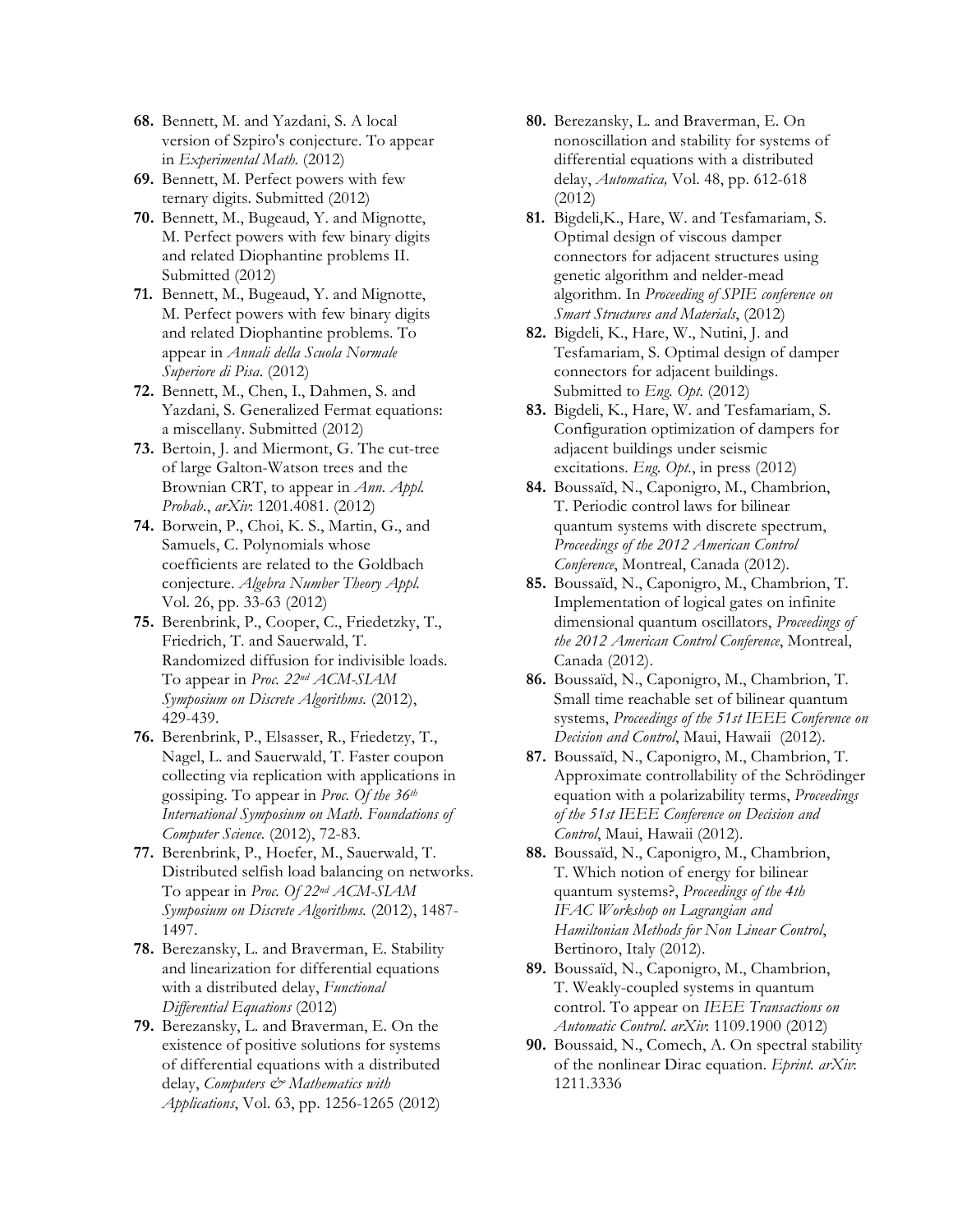**68.** Bennett, M. and Yazdani, S. A local version of Szpiro's conjecture. To appear in *Experimental Math.* (2012)

**69.** Bennett, M. Perfect powers with few ternary digits. Submitted (2012)

**70.** Bennett, M., Bugeaud, Y. and Mignotte, M. Perfect powers with few binary digits and related Diophantine problems II. Submitted (2012)

**71.** Bennett, M., Bugeaud, Y. and Mignotte, M. Perfect powers with few binary digits and related Diophantine problems. To appear in *Annali della Scuola Normale Superiore di Pisa*. (2012)

**72.** Bennett, M., Chen, I., Dahmen, S. and Yazdani, S. Generalized Fermat equations: a miscellany. Submitted (2012)

**73.** Bertoin, J. and Miermont, G. The cut-tree of large Galton-Watson trees and the Brownian CRT, to appear in *Ann. Appl. Probab.*, *arXiv*: 1201.4081. (2012)

**74.** Borwein, P., Choi, K. S., Martin, G., and Samuels, C. Polynomials whose coefficients are related to the Goldbach conjecture. *Algebra Number Theory Appl.* Vol. 26, pp. 33-63 (2012)

**75.** Berenbrink, P., Cooper, C., Friedetzky, T., Friedrich, T. and Sauerwald, T. Randomized diffusion for indivisible loads. To appear in *Proc. 22nd ACM-SIAM Symposium on Discrete Algorithms.* (2012), 429-439.

**76.** Berenbrink, P., Elsasser, R., Friedetzy, T., Nagel, L. and Sauerwald, T. Faster coupon collecting via replication with applications in gossiping. To appear in *Proc. Of the 36th International Symposium on Math. Foundations of Computer Science.* (2012), 72-83.

**77.** Berenbrink, P., Hoefer, M., Sauerwald, T. Distributed selfish load balancing on networks. To appear in *Proc. Of 22nd ACM-SIAM Symposium on Discrete Algorithms.* (2012), 1487-1497.

**78.** Berezansky, L. and Braverman, E. Stability and linearization for differential equations with a distributed delay, *Functional Differential Equations* (2012)

**79.** Berezansky, L. and Braverman, E. On the existence of positive solutions for systems of differential equations with a distributed delay, *Computers & Mathematics with Applications*, Vol. 63, pp. 1256-1265 (2012)

**80.** Berezansky, L. and Braverman, E. On nonoscillation and stability for systems of differential equations with a distributed delay, *Automatica,* Vol. 48, pp. 612-618 (2012)

**81.** Bigdeli,K., Hare, W. and Tesfamariam, S. Optimal design of viscous damper connectors for adjacent structures using genetic algorithm and nelder-mead algorithm. In *Proceeding of SPIE conference on Smart Structures and Materials*, (2012)

**82.** Bigdeli, K., Hare, W., Nutini, J. and Tesfamariam, S. Optimal design of damper connectors for adjacent buildings. Submitted to *Eng. Opt.* (2012)

**83.** Bigdeli, K., Hare, W. and Tesfamariam, S. Configuration optimization of dampers for adjacent buildings under seismic excitations. *Eng. Opt.*, in press (2012)

**84.** Boussaïd, N., Caponigro, M., Chambrion, T. Periodic control laws for bilinear quantum systems with discrete spectrum, *Proceedings of the 2012 American Control Conference*, Montreal, Canada (2012).

**85.** Boussaïd, N., Caponigro, M., Chambrion, T. Implementation of logical gates on infinite dimensional quantum oscillators, *Proceedings of the 2012 American Control Conference*, Montreal, Canada (2012).

**86.** Boussaïd, N., Caponigro, M., Chambrion, T. Small time reachable set of bilinear quantum systems, *Proceedings of the 51st IEEE Conference on Decision and Control*, Maui, Hawaii (2012).

**87.** Boussaïd, N., Caponigro, M., Chambrion, T. Approximate controllability of the Schrödinger equation with a polarizability terms, *Proceedings of the 51st IEEE Conference on Decision and Control*, Maui, Hawaii (2012).

**88.** Boussaïd, N., Caponigro, M., Chambrion, T. Which notion of energy for bilinear quantum systems?, *Proceedings of the 4th IFAC Workshop on Lagrangian and Hamiltonian Methods for Non Linear Control*, Bertinoro, Italy (2012).

**89.** Boussaïd, N., Caponigro, M., Chambrion, T. Weakly-coupled systems in quantum control. To appear on *IEEE Transactions on Automatic Control*. *arXiv*: 1109.1900 (2012)

**90.** Boussaid, N., Comech, A. On spectral stability of the nonlinear Dirac equation. *Eprint. arXiv*: 1211.3336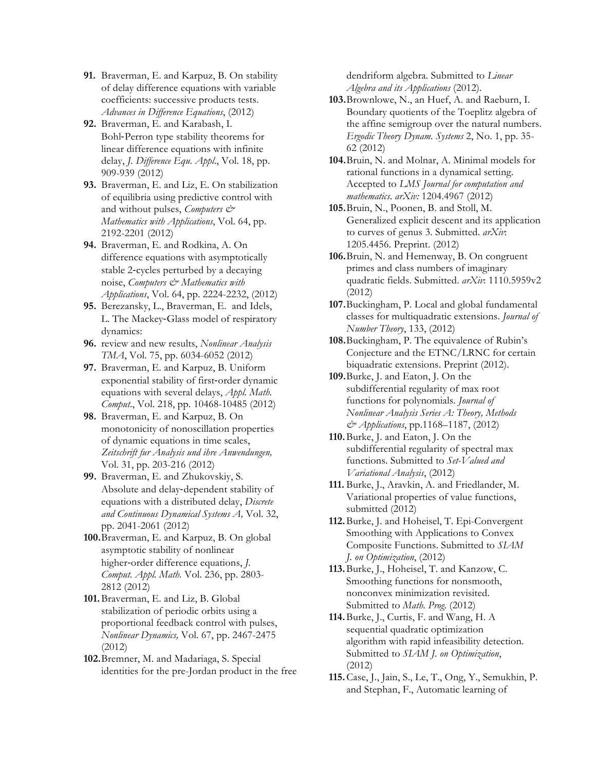**91.** Braverman, E. and Karpuz, B. On stability of delay difference equations with variable coefficients: successive products tests. *Advances in Difference Equations*, (2012)

**92.** Braverman, E. and Karabash, I. Bohl-Perron type stability theorems for linear difference equations with infinite delay, *J. Difference Equ. Appl.*, Vol. 18, pp. 909-939 (2012)

**93.** Braverman, E. and Liz, E. On stabilization of equilibria using predictive control with and without pulses, *Computers & Mathematics with Applications*, Vol. 64, pp. 2192-2201 (2012)

**94.** Braverman, E. and Rodkina, A. On difference equations with asymptotically stable 2-cycles perturbed by a decaying noise, *Computers & Mathematics with Applications*, Vol. 64, pp. 2224-2232, (2012)

**95.** Berezansky, L., Braverman, E. and Idels, L. The Mackey-Glass model of respiratory dynamics:

**96.** review and new results, *Nonlinear Analysis TMA*, Vol. 75, pp. 6034-6052 (2012)

**97.** Braverman, E. and Karpuz, B. Uniform exponential stability of first-order dynamic equations with several delays, *Appl. Math. Comput.*, Vol. 218, pp. 10468-10485 (2012)

**98.** Braverman, E. and Karpuz, B. On monotonicity of nonoscillation properties of dynamic equations in time scales, *Zeitschrift fur Analysis und ihre Anwendungen,* Vol. 31, pp. 203-216 (2012)

**99.** Braverman, E. and Zhukovskiy, S. Absolute and delay-dependent stability of equations with a distributed delay, *Discrete and Continuous Dynamical Systems A,* Vol. 32, pp. 2041-2061 (2012)

**100.** Braverman, E. and Karpuz, B. On global asymptotic stability of nonlinear higher-order difference equations, *J. Comput. Appl. Math.* Vol. 236, pp. 2803-2812 (2012)

**101.** Braverman, E. and Liz, B. Global stabilization of periodic orbits using a proportional feedback control with pulses, *Nonlinear Dynamics,* Vol. 67, pp. 2467-2475 (2012)

**102.** Bremner, M. and Madariaga, S. Special identities for the pre-Jordan product in the free dendriform algebra. Submitted to *Linear Algebra and its Applications* (2012).

**103.** Brownlowe, N., an Huef, A. and Raeburn, I. Boundary quotients of the Toeplitz algebra of the affine semigroup over the natural numbers. *Ergodic Theory Dynam. Systems* 2, No. 1, pp. 35-62 (2012)

**104.** Bruin, N. and Molnar, A. Minimal models for rational functions in a dynamical setting. Accepted to *LMS Journal for computation and mathematics. arXiv:* 1204.4967 (2012)

**105.** Bruin, N., Poonen, B. and Stoll, M. Generalized explicit descent and its application to curves of genus 3. Submitted. *arXiv*: 1205.4456. Preprint. (2012)

**106.** Bruin, N. and Hemenway, B. On congruent primes and class numbers of imaginary quadratic fields. Submitted. *arXiv*: 1110.5959v2 (2012)

**107.** Buckingham, P. Local and global fundamental classes for multiquadratic extensions. *Journal of Number Theory*, 133, (2012)

**108.** Buckingham, P. The equivalence of Rubin's Conjecture and the ETNC/LRNC for certain biquadratic extensions. Preprint (2012).

**109.** Burke, J. and Eaton, J. On the subdifferential regularity of max root functions for polynomials. *Journal of Nonlinear Analysis Series A: Theory, Methods & Applications*, pp.1168–1187, (2012)

**110.** Burke, J. and Eaton, J. On the subdifferential regularity of spectral max functions. Submitted to *Set-Valued and Variational Analysis*, (2012)

**111.** Burke, J., Aravkin, A. and Friedlander, M. Variational properties of value functions, submitted (2012)

**112.** Burke, J. and Hoheisel, T. Epi-Convergent Smoothing with Applications to Convex Composite Functions. Submitted to *SIAM J. on Optimization*, (2012)

**113.** Burke, J., Hoheisel, T. and Kanzow, C. Smoothing functions for nonsmooth, nonconvex minimization revisited. Submitted to *Math. Prog.* (2012)

**114.** Burke, J., Curtis, F. and Wang, H. A sequential quadratic optimization algorithm with rapid infeasibility detection. Submitted to *SIAM J. on Optimization*, (2012)

**115.** Case, J., Jain, S., Le, T., Ong, Y., Semukhin, P. and Stephan, F., Automatic learning of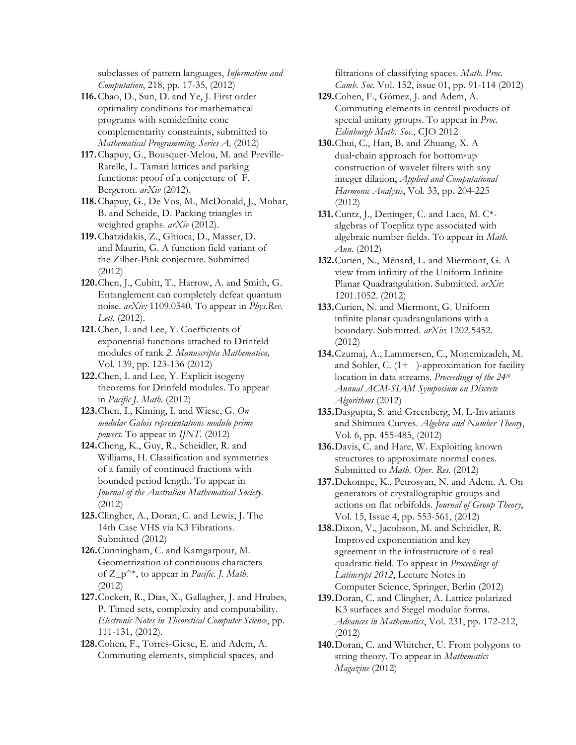subclasses of pattern languages, *Information and Computation*, 218, pp. 17-35, (2012)

116. Chao, D., Sun, D. and Ye, J. First order optimality conditions for mathematical programs with semidefinite cone complementarity constraints, submitted to *Mathematical Programming, Series A,* (2012)

117. Chapuy, G., Bousquet-Melou, M. and Preville-Ratelle, L. Tamari lattices and parking functions: proof of a conjecture of F. Bergeron. *arXiv* (2012).

118. Chapuy, G., De Vos, M., McDonald, J., Mohar, B. and Scheide, D. Packing triangles in weighted graphs. *arXiv* (2012).

119. Chatzidakis, Z., Ghioca, D., Masser, D. and Maurin, G. A function field variant of the Zilber-Pink conjecture. Submitted (2012)

120. Chen, J., Cubitt, T., Harrow, A. and Smith, G. Entanglement can completely defeat quantum noise. *arXiv:* 1109.0540. To appear in *Phys.Rev. Lett.* (2012).

121. Chen, I. and Lee, Y. Coefficients of exponential functions attached to Drinfeld modules of rank *2*. *Manuscripta Mathematica,* Vol. 139, pp. 123-136 (2012)

122. Chen, I. and Lee, Y. Explicit isogeny theorems for Drinfeld modules. To appear in *Pacific J. Math.* (2012)

123. Chen, I., Kiming, I. and Wiese, G. *On modular Galois representations modulo prime powers*. To appear in *IJNT.* (2012)

124. Cheng, K., Guy, R., Scheidler, R. and Williams, H. Classification and symmetries of a family of continued fractions with bounded period length. To appear in *Journal of the Australian Mathematical Society*. (2012)

125. Clingher, A., Doran, C. and Lewis, J. The 14th Case VHS via K3 Fibrations. Submitted (2012)

126. Cunningham, C. and Kamgarpour, M. Geometrization of continuous characters of Z_p^*, to appear in *Pacific. J. Math.* (2012)

127. Cockett, R., Dias, X., Gallagher, J. and Hrubes, P. Timed sets, complexity and computability. *Electronic Notes in Theoretical Computer Science*, pp. 111-131, (2012).

128. Cohen, F., Torres-Giese, E. and Adem, A. Commuting elements, simplicial spaces, and filtrations of classifying spaces. *Math. Proc. Camb. Soc.* Vol. 152, issue 01, pp. 91-114 (2012)

129. Cohen, F., Gómez, J. and Adem, A. Commuting elements in central products of special unitary groups. To appear in *Proc. Edinburgh Math. Soc.*, CJO 2012

130. Chui, C., Han, B. and Zhuang, X. A dual-chain approach for bottom-up construction of wavelet filters with any integer dilation, *Applied and Computational Harmonic Analysis*, Vol. 33, pp. 204-225 (2012)

131. Cuntz, J., Deninger, C. and Laca, M. C*-algebras of Toeplitz type associated with algebraic number fields. To appear in *Math. Ann.* (2012)

132. Curien, N., Ménard, L. and Miermont, G. A view from infinity of the Uniform Infinite Planar Quadrangulation. Submitted. *arXiv*: 1201.1052. (2012)

133. Curien, N. and Miermont, G. Uniform infinite planar quadrangulations with a boundary. Submitted. *arXiv*: 1202.5452. (2012)

134. Czumaj, A., Lammersen, C., Monemizadeh, M. and Sohler, C. (1+ )-approximation for facility location in data streams. *Proceedings of the 24th Annual ACM-SIAM Symposium on Discrete Algorithms* (2012)

135. Dasgupta, S. and Greenberg, M. L-Invariants and Shimura Curves. *Algebra and Number Theory*, Vol. 6, pp. 455-485, (2012)

136. Davis, C. and Hare, W. Exploiting known structures to approximate normal cones. Submitted to *Math. Oper. Res.* (2012)

137. Dekompe, K., Petrosyan, N. and Adem. A. On generators of crystallographic groups and actions on flat orbifolds. *Journal of Group Theory*, Vol. 15, Issue 4, pp. 553-561, (2012)

138. Dixon, V., Jacobson, M. and Scheidler, R. Improved exponentiation and key agreement in the infrastructure of a real quadratic field. To appear in *Proceedings of Latincrypt 2012*, Lecture Notes in Computer Science, Springer, Berlin (2012)

139. Doran, C. and Clingher, A. Lattice polarized K3 surfaces and Siegel modular forms. *Advances in Mathematics*, Vol. 231, pp. 172-212, (2012)

140. Doran, C. and Whitcher, U. From polygons to string theory. To appear in *Mathematics Magazine* (2012)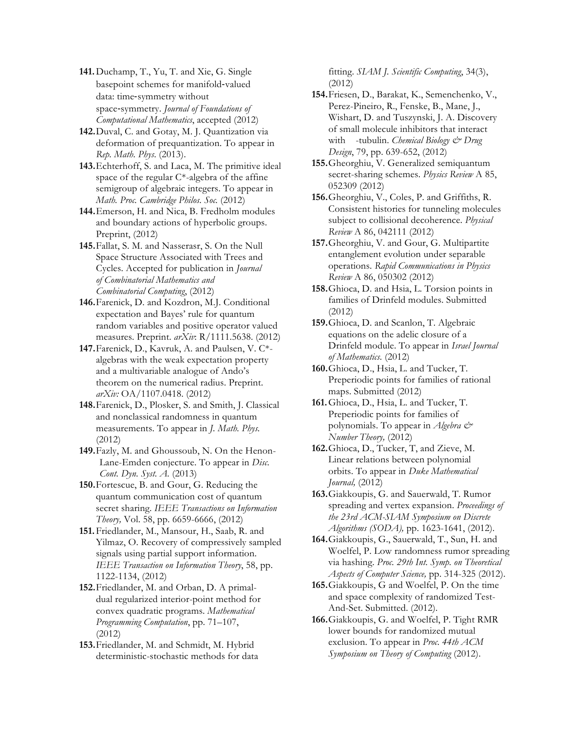141. Duchamp, T., Yu, T. and Xie, G. Single basepoint schemes for manifold-valued data: time-symmetry without space-symmetry. *Journal of Foundations of Computational Mathematics*, accepted (2012)
142. Duval, C. and Gotay, M. J. Quantization via deformation of prequantization. To appear in *Rep. Math. Phys.* (2013).
143. Echterhoff, S. and Laca, M. The primitive ideal space of the regular C*-algebra of the affine semigroup of algebraic integers. To appear in *Math. Proc. Cambridge Philos. Soc.* (2012)
144. Emerson, H. and Nica, B. Fredholm modules and boundary actions of hyperbolic groups. Preprint, (2012)
145. Fallat, S. M. and Nasserasr, S. On the Null Space Structure Associated with Trees and Cycles. Accepted for publication in *Journal of Combinatorial Mathematics and Combinatorial Computing*, (2012)
146. Farenick, D. and Kozdron, M.J. Conditional expectation and Bayes' rule for quantum random variables and positive operator valued measures. Preprint. *arXiv*: R/1111.5638. (2012)
147. Farenick, D., Kavruk, A. and Paulsen, V. C*-algebras with the weak expectation property and a multivariable analogue of Ando's theorem on the numerical radius. Preprint. *arXiv:* OA/1107.0418. (2012)
148. Farenick, D., Plosker, S. and Smith, J. Classical and nonclassical randomness in quantum measurements. To appear in *J. Math. Phys.* (2012)
149. Fazly, M. and Ghoussoub, N. On the Henon-Lane-Emden conjecture. To appear in *Disc. Cont. Dyn. Syst. A.* (2013)
150. Fortescue, B. and Gour, G. Reducing the quantum communication cost of quantum secret sharing. *IEEE Transactions on Information Theory,* Vol. 58, pp. 6659-6666, (2012)
151. Friedlander, M., Mansour, H., Saab, R. and Yilmaz, O. Recovery of compressively sampled signals using partial support information. *IEEE Transaction on Information Theory*, 58, pp. 1122-1134, (2012)
152. Friedlander, M. and Orban, D. A primal-dual regularized interior-point method for convex quadratic programs. *Mathematical Programming Computation*, pp. 71–107, (2012)
153. Friedlander, M. and Schmidt, M. Hybrid deterministic-stochastic methods for data fitting. *SIAM J. Scientific Computing*, 34(3), (2012)
154. Friesen, D., Barakat, K., Semenchenko, V., Perez-Pineiro, R., Fenske, B., Mane, J., Wishart, D. and Tuszynski, J. A. Discovery of small molecule inhibitors that interact with -tubulin. *Chemical Biology & Drug Design*, 79, pp. 639-652, (2012)
155. Gheorghiu, V. Generalized semiquantum secret-sharing schemes. *Physics Review* A 85, 052309 (2012)
156. Gheorghiu, V., Coles, P. and Griffiths, R. Consistent histories for tunneling molecules subject to collisional decoherence. *Physical Review* A 86, 042111 (2012)
157. Gheorghiu, V. and Gour, G. Multipartite entanglement evolution under separable operations. *Rapid Communications in Physics Review* A 86, 050302 (2012)
158. Ghioca, D. and Hsia, L. Torsion points in families of Drinfeld modules. Submitted (2012)
159. Ghioca, D. and Scanlon, T. Algebraic equations on the adelic closure of a Drinfeld module. To appear in *Israel Journal of Mathematics.* (2012)
160. Ghioca, D., Hsia, L. and Tucker, T. Preperiodic points for families of rational maps. Submitted (2012)
161. Ghioca, D., Hsia, L. and Tucker, T. Preperiodic points for families of polynomials. To appear in *Algebra & Number Theory,* (2012)
162. Ghioca, D., Tucker, T, and Zieve, M. Linear relations between polynomial orbits. To appear in *Duke Mathematical Journal,* (2012)
163. Giakkoupis, G. and Sauerwald, T. Rumor spreading and vertex expansion. *Proceedings of the 23rd ACM-SIAM Symposium on Discrete Algorithms (SODA),* pp. 1623-1641, (2012).
164. Giakkoupis, G., Sauerwald, T., Sun, H. and Woelfel, P. Low randomness rumor spreading via hashing. *Proc. 29th Int. Symp. on Theoretical Aspects of Computer Science,* pp. 314-325 (2012).
165. Giakkoupis, G and Woelfel, P. On the time and space complexity of randomized Test-And-Set. Submitted. (2012).
166. Giakkoupis, G. and Woelfel, P. Tight RMR lower bounds for randomized mutual exclusion. To appear in *Proc. 44th ACM Symposium on Theory of Computing* (2012).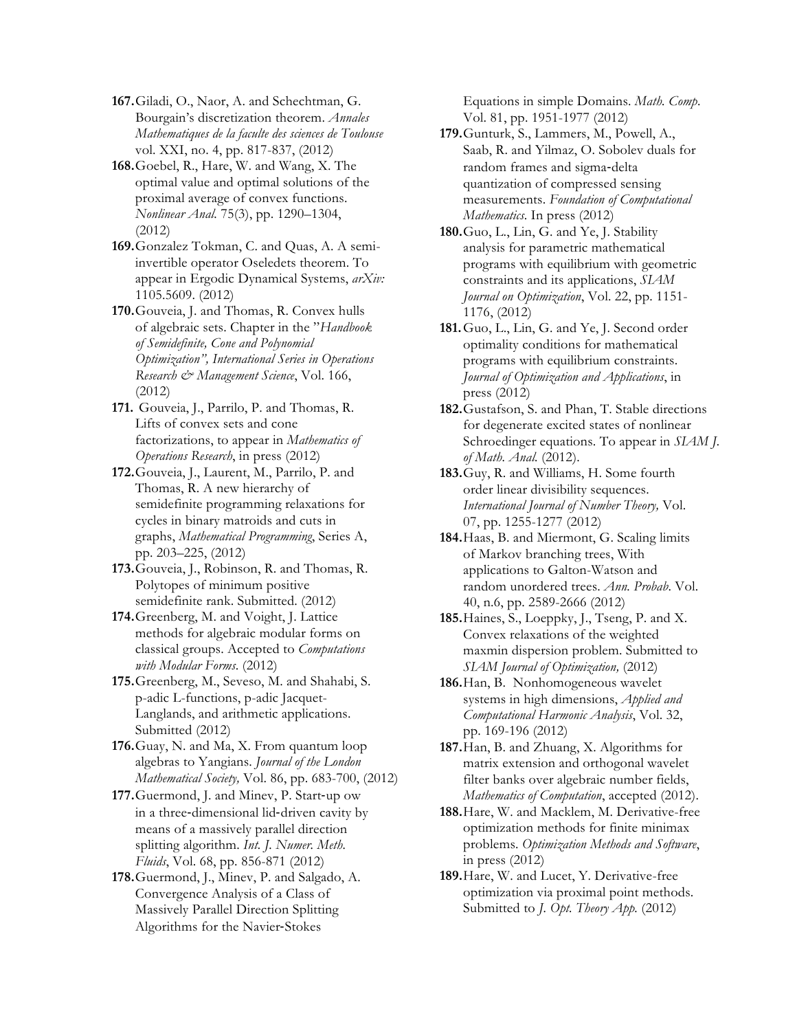**167.** Giladi, O., Naor, A. and Schechtman, G. Bourgain's discretization theorem. *Annales Mathematiques de la faculte des sciences de Toulouse* vol. XXI, no. 4, pp. 817-837, (2012)

**168.** Goebel, R., Hare, W. and Wang, X. The optimal value and optimal solutions of the proximal average of convex functions. *Nonlinear Anal.* 75(3), pp. 1290–1304, (2012)

**169.** Gonzalez Tokman, C. and Quas, A. A semi-invertible operator Oseledets theorem. To appear in Ergodic Dynamical Systems, *arXiv:* 1105.5609. (2012)

**170.** Gouveia, J. and Thomas, R. Convex hulls of algebraic sets. Chapter in the "*Handbook of Semidefinite, Cone and Polynomial Optimization", International Series in Operations Research & Management Science*, Vol. 166, (2012)

**171.** Gouveia, J., Parrilo, P. and Thomas, R. Lifts of convex sets and cone factorizations, to appear in *Mathematics of Operations Research*, in press (2012)

**172.** Gouveia, J., Laurent, M., Parrilo, P. and Thomas, R. A new hierarchy of semidefinite programming relaxations for cycles in binary matroids and cuts in graphs, *Mathematical Programming*, Series A, pp. 203–225, (2012)

**173.** Gouveia, J., Robinson, R. and Thomas, R. Polytopes of minimum positive semidefinite rank. Submitted. (2012)

**174.** Greenberg, M. and Voight, J. Lattice methods for algebraic modular forms on classical groups. Accepted to *Computations with Modular Forms*. (2012)

**175.** Greenberg, M., Seveso, M. and Shahabi, S. p-adic L-functions, p-adic Jacquet-Langlands, and arithmetic applications. Submitted (2012)

**176.** Guay, N. and Ma, X. From quantum loop algebras to Yangians. *Journal of the London Mathematical Society,* Vol. 86, pp. 683-700, (2012)

**177.** Guermond, J. and Minev, P. Start-up ow in a three-dimensional lid-driven cavity by means of a massively parallel direction splitting algorithm. *Int. J. Numer. Meth. Fluids*, Vol. 68, pp. 856-871 (2012)

**178.** Guermond, J., Minev, P. and Salgado, A. Convergence Analysis of a Class of Massively Parallel Direction Splitting Algorithms for the Navier-Stokes Equations in simple Domains. *Math. Comp.* Vol. 81, pp. 1951-1977 (2012)

**179.** Gunturk, S., Lammers, M., Powell, A., Saab, R. and Yilmaz, O. Sobolev duals for random frames and sigma-delta quantization of compressed sensing measurements. *Foundation of Computational Mathematics*. In press (2012)

**180.** Guo, L., Lin, G. and Ye, J. Stability analysis for parametric mathematical programs with equilibrium with geometric constraints and its applications, *SIAM Journal on Optimization*, Vol. 22, pp. 1151-1176, (2012)

**181.** Guo, L., Lin, G. and Ye, J. Second order optimality conditions for mathematical programs with equilibrium constraints. *Journal of Optimization and Applications*, in press (2012)

**182.** Gustafson, S. and Phan, T. Stable directions for degenerate excited states of nonlinear Schroedinger equations. To appear in *SIAM J. of Math. Anal.* (2012).

**183.** Guy, R. and Williams, H. Some fourth order linear divisibility sequences. *International Journal of Number Theory,* Vol. 07, pp. 1255-1277 (2012)

**184.** Haas, B. and Miermont, G. Scaling limits of Markov branching trees, With applications to Galton-Watson and random unordered trees. *Ann. Probab.* Vol. 40, n.6, pp. 2589-2666 (2012)

**185.** Haines, S., Loeppky, J., Tseng, P. and X. Convex relaxations of the weighted maxmin dispersion problem. Submitted to *SIAM Journal of Optimization,* (2012)

**186.** Han, B. Nonhomogeneous wavelet systems in high dimensions, *Applied and Computational Harmonic Analysis*, Vol. 32, pp. 169-196 (2012)

**187.** Han, B. and Zhuang, X. Algorithms for matrix extension and orthogonal wavelet filter banks over algebraic number fields, *Mathematics of Computation*, accepted (2012).

**188.** Hare, W. and Macklem, M. Derivative-free optimization methods for finite minimax problems. *Optimization Methods and Software*, in press (2012)

**189.** Hare, W. and Lucet, Y. Derivative-free optimization via proximal point methods. Submitted to *J. Opt. Theory App.* (2012)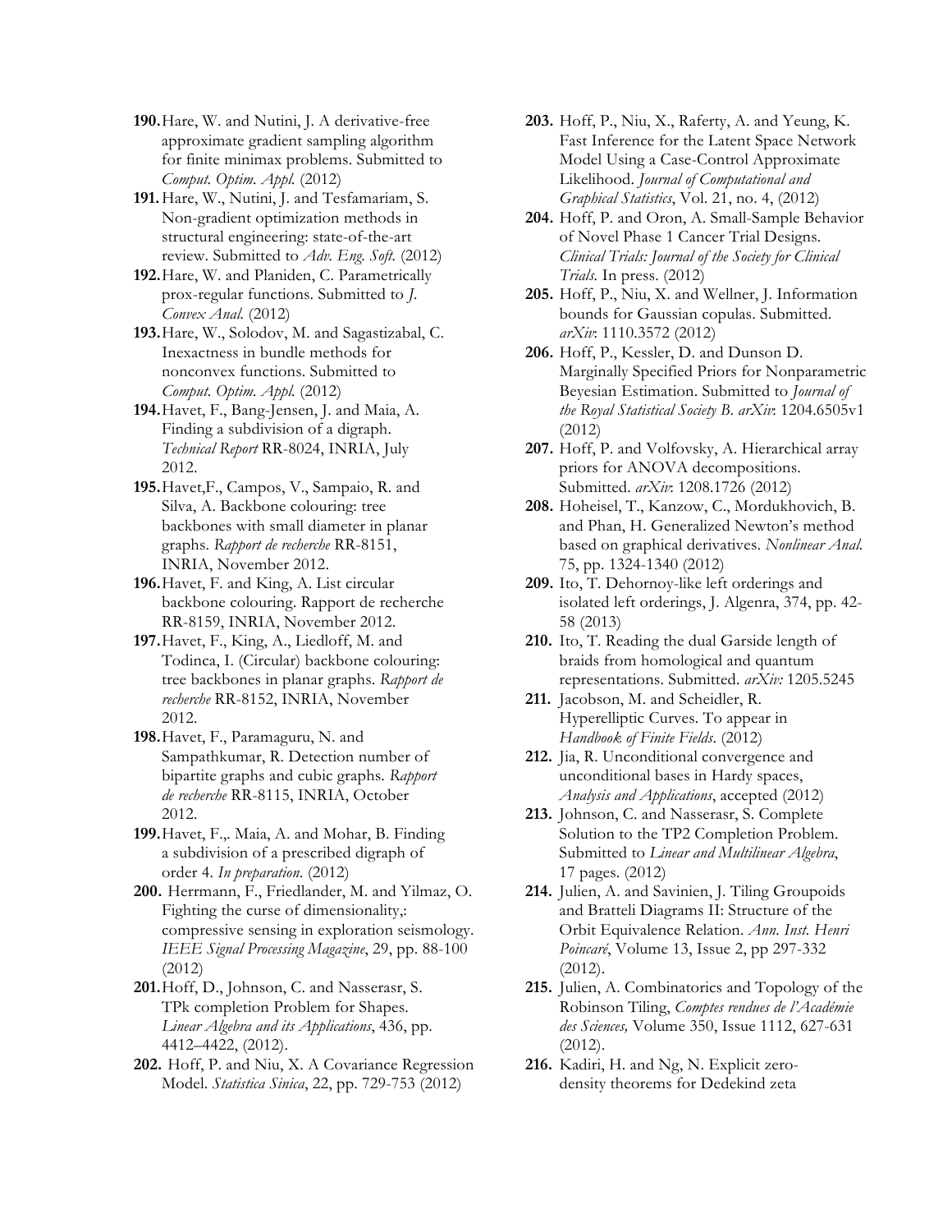**190.** Hare, W. and Nutini, J. A derivative-free approximate gradient sampling algorithm for finite minimax problems. Submitted to *Comput. Optim. Appl.* (2012)

**191.** Hare, W., Nutini, J. and Tesfamariam, S. Non-gradient optimization methods in structural engineering: state-of-the-art review. Submitted to *Adv. Eng. Soft.* (2012)

**192.** Hare, W. and Planiden, C. Parametrically prox-regular functions. Submitted to *J. Convex Anal.* (2012)

**193.** Hare, W., Solodov, M. and Sagastizabal, C. Inexactness in bundle methods for nonconvex functions. Submitted to *Comput. Optim. Appl.* (2012)

**194.** Havet, F., Bang-Jensen, J. and Maia, A. Finding a subdivision of a digraph. *Technical Report* RR-8024, INRIA, July 2012.

**195.** Havet,F., Campos, V., Sampaio, R. and Silva, A. Backbone colouring: tree backbones with small diameter in planar graphs. *Rapport de recherche* RR-8151, INRIA, November 2012.

**196.** Havet, F. and King, A. List circular backbone colouring. Rapport de recherche RR-8159, INRIA, November 2012.

**197.** Havet, F., King, A., Liedloff, M. and Todinca, I. (Circular) backbone colouring: tree backbones in planar graphs. *Rapport de recherche* RR-8152, INRIA, November 2012.

**198.** Havet, F., Paramaguru, N. and Sampathkumar, R. Detection number of bipartite graphs and cubic graphs. *Rapport de recherche* RR-8115, INRIA, October 2012.

**199.** Havet, F.,. Maia, A. and Mohar, B. Finding a subdivision of a prescribed digraph of order 4. *In preparation.* (2012)

**200.** Herrmann, F., Friedlander, M. and Yilmaz, O. Fighting the curse of dimensionality,: compressive sensing in exploration seismology. *IEEE Signal Processing Magazine*, 29, pp. 88-100 (2012)

**201.** Hoff, D., Johnson, C. and Nasserasr, S. TPk completion Problem for Shapes. *Linear Algebra and its Applications*, 436, pp. 4412–4422, (2012).

**202.** Hoff, P. and Niu, X. A Covariance Regression Model. *Statistica Sinica*, 22, pp. 729-753 (2012)

**203.** Hoff, P., Niu, X., Raferty, A. and Yeung, K. Fast Inference for the Latent Space Network Model Using a Case-Control Approximate Likelihood. *Journal of Computational and Graphical Statistics*, Vol. 21, no. 4, (2012)

**204.** Hoff, P. and Oron, A. Small-Sample Behavior of Novel Phase 1 Cancer Trial Designs. *Clinical Trials: Journal of the Society for Clinical Trials.* In press. (2012)

**205.** Hoff, P., Niu, X. and Wellner, J. Information bounds for Gaussian copulas. Submitted. *arXiv*: 1110.3572 (2012)

**206.** Hoff, P., Kessler, D. and Dunson D. Marginally Specified Priors for Nonparametric Beyesian Estimation. Submitted to *Journal of the Royal Statistical Society B. arXiv*: 1204.6505v1 (2012)

**207.** Hoff, P. and Volfovsky, A. Hierarchical array priors for ANOVA decompositions. Submitted. *arXiv*: 1208.1726 (2012)

**208.** Hoheisel, T., Kanzow, C., Mordukhovich, B. and Phan, H. Generalized Newton's method based on graphical derivatives. *Nonlinear Anal.* 75, pp. 1324-1340 (2012)

**209.** Ito, T. Dehornoy-like left orderings and isolated left orderings, J. Algenra, 374, pp. 42-58 (2013)

**210.** Ito, T. Reading the dual Garside length of braids from homological and quantum representations. Submitted. *arXiv:* 1205.5245

**211.** Jacobson, M. and Scheidler, R. Hyperelliptic Curves. To appear in *Handbook of Finite Fields*. (2012)

**212.** Jia, R. Unconditional convergence and unconditional bases in Hardy spaces, *Analysis and Applications*, accepted (2012)

**213.** Johnson, C. and Nasserasr, S. Complete Solution to the TP2 Completion Problem. Submitted to *Linear and Multilinear Algebra*, 17 pages. (2012)

**214.** Julien, A. and Savinien, J. Tiling Groupoids and Bratteli Diagrams II: Structure of the Orbit Equivalence Relation. *Ann. Inst. Henri Poincaré*, Volume 13, Issue 2, pp 297-332 (2012).

**215.** Julien, A. Combinatorics and Topology of the Robinson Tiling, *Comptes rendues de l'Académie des Sciences,* Volume 350, Issue 1112, 627-631 (2012).

**216.** Kadiri, H. and Ng, N. Explicit zero-density theorems for Dedekind zeta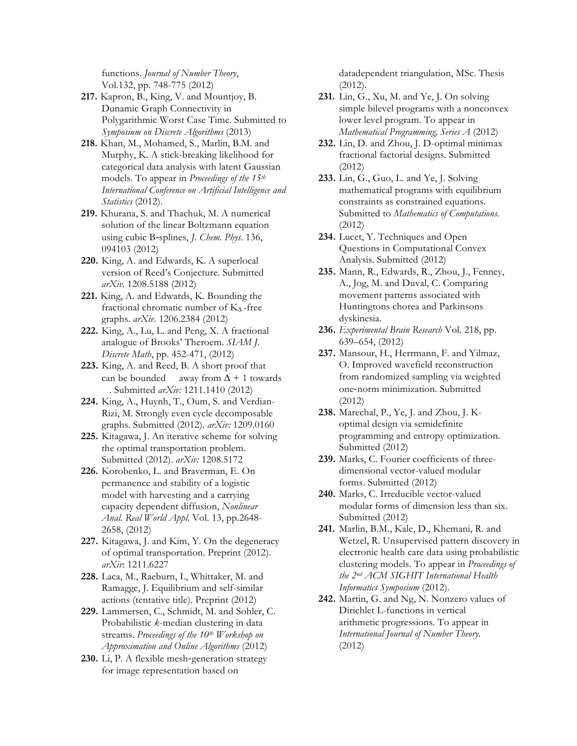functions. *Journal of Number Theory*, Vol.132, pp. 748-775 (2012)

**217.** Kapron, B., King, V. and Mountjoy, B. Dunamic Graph Connectivity in Polygarithmic Worst Case Time. Submitted to *Symposium on Discrete Algorithms* (2013)

**218.** Khan, M., Mohamed, S., Marlin, B.M. and Murphy, K. A stick-breaking likelihood for categorical data analysis with latent Gaussian models. To appear in *Proceedings of the 15th International Conference on Artificial Intelligence and Statistics* (2012).

**219.** Khurana, S. and Thachuk, M. A numerical solution of the linear Boltzmann equation using cubic B-splines, *J. Chem. Phys.* 136, 094103 (2012)

**220.** King, A. and Edwards, K. A superlocal version of Reed's Conjecture. Submitted *arXiv.* 1208.5188 (2012)

**221.** King, A. and Edwards, K. Bounding the fractional chromatic number of $K_\Delta$-free graphs. *arXiv.* 1206.2384 (2012)

**222.** King, A., Lu, L. and Peng, X. A fractional analogue of Brooks' Theroem. *SIAM J. Discrete Math*, pp. 452-471, (2012)

**223.** King, A. and Reed, B. A short proof that can be bounded away from $\Delta + 1$ towards . Submitted *arXiv:* 1211.1410 (2012)

**224.** King, A., Huynh, T., Oum, S. and Verdian-Rizi, M. Strongly even cycle decomposable graphs. Submitted (2012). *arXiv:* 1209.0160

**225.** Kitagawa, J. An iterative scheme for solving the optimal transportation problem. Submitted (2012). *arXiv:* 1208.5172

**226.** Korobenko, L. and Braverman, E. On permanence and stability of a logistic model with harvesting and a carrying capacity dependent diffusion, *Nonlinear Anal. Real World Appl.* Vol. 13, pp.2648-2658, (2012)

**227.** Kitagawa, J. and Kim, Y. On the degeneracy of optimal transportation. Preprint (2012). *arXiv*: 1211.6227

**228.** Laca, M., Raeburn, I., Whittaker, M. and Ramagge, J. Equilibrium and self-similar actions (tentative title). Preprint (2012)

**229.** Lammersen, C., Schmidt, M. and Sohler, C. Probabilistic *k*-median clustering in data streams. *Proceedings of the 10th Workshop on Approximation and Online Algorithms* (2012)

**230.** Li, P. A flexible mesh-generation strategy for image representation based on datadependent triangulation, MSc. Thesis (2012).

**231.** Lin, G., Xu, M. and Ye, J. On solving simple bilevel programs with a nonconvex lower level program. To appear in *Mathematical Programming, Series A* (2012)

**232.** Lin, D. and Zhou, J. D-optimal minimax fractional factorial designs. Submitted (2012)

**233.** Lin, G., Guo, L. and Ye, J. Solving mathematical programs with equilibrium constraints as constrained equations. Submitted to *Mathematics of Computations.* (2012)

**234.** Lucet, Y. Techniques and Open Questions in Computational Convex Analysis. Submitted (2012)

**235.** Mann, R., Edwards, R., Zhou, J., Fenney, A., Jog, M. and Duval, C. Comparing movement patterns associated with Huntingtons chorea and Parkinsons dyskinesia.

**236.** *Experimental Brain Research* Vol. 218, pp. 639–654, (2012)

**237.** Mansour, H., Herrmann, F. and Yilmaz, O. Improved wavefield reconstruction from randomized sampling via weighted one-norm minimization. Submitted (2012)

**238.** Marechal, P., Ye, J. and Zhou, J. K-optimal design via semidefinite programming and entropy optimization. Submitted (2012)

**239.** Marks, C. Fourier coefficients of three-dimensional vector-valued modular forms. Submitted (2012)

**240.** Marks, C. Irreducible vector-valued modular forms of dimension less than six. Submitted (2012)

**241.** Marlin, B.M., Kale, D., Khemani, R. and Wetzel, R. Unsupervised pattern discovery in electronic health care data using probabilistic clustering models. To appear in *Proceedings of the 2nd ACM SIGHIT International Health Informatics Symposium* (2012).

**242.** Martin, G. and Ng, N. Nonzero values of Dirichlet L-functions in vertical arithmetic progressions. To appear in *International Journal of Number Theory.* (2012)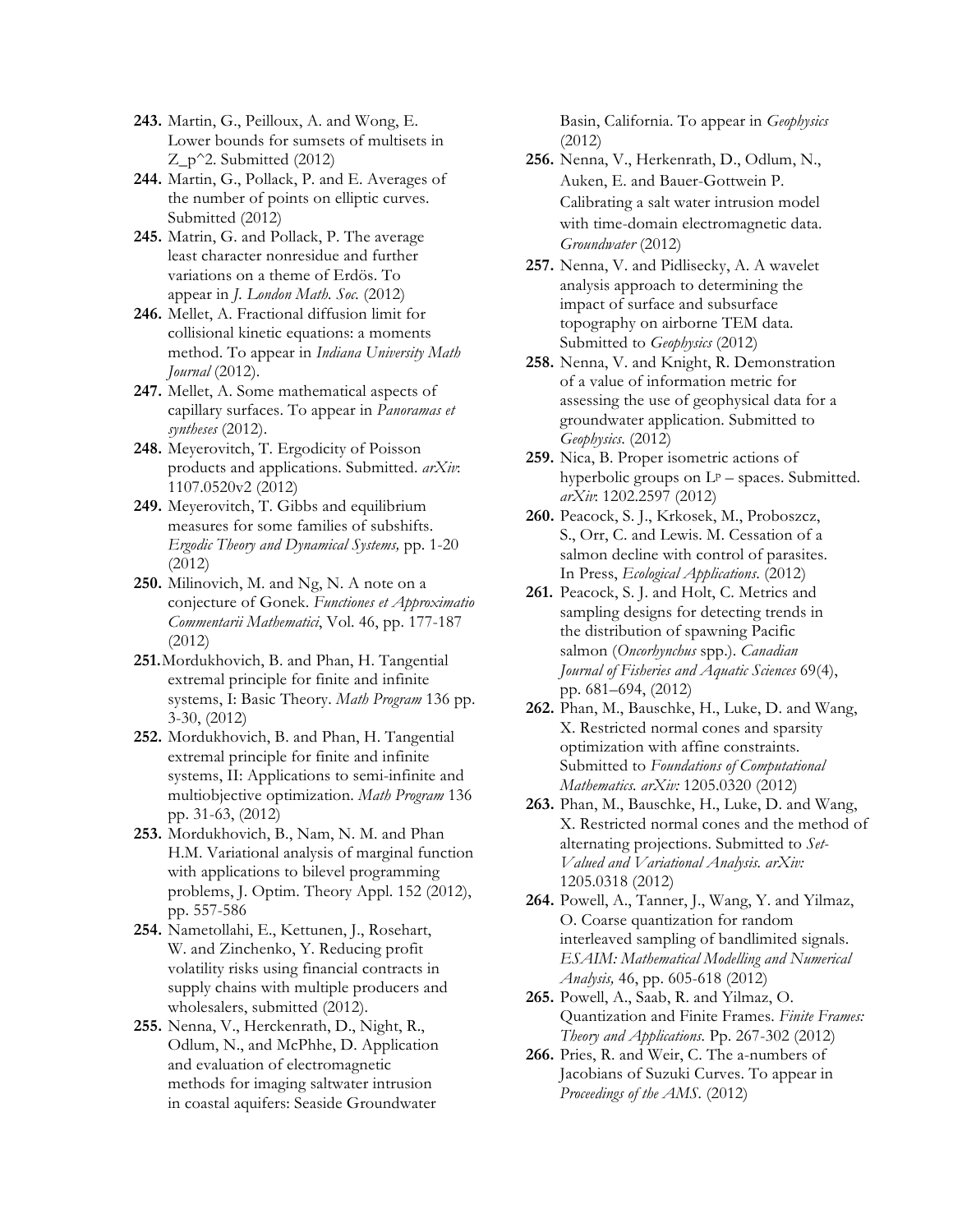**243.** Martin, G., Peilloux, A. and Wong, E. Lower bounds for sumsets of multisets in Z_p^2. Submitted (2012)

**244.** Martin, G., Pollack, P. and E. Averages of the number of points on elliptic curves. Submitted (2012)

**245.** Matrin, G. and Pollack, P. The average least character nonresidue and further variations on a theme of Erdös. To appear in *J. London Math. Soc.* (2012)

**246.** Mellet, A. Fractional diffusion limit for collisional kinetic equations: a moments method. To appear in *Indiana University Math Journal* (2012).

**247.** Mellet, A. Some mathematical aspects of capillary surfaces. To appear in *Panoramas et syntheses* (2012).

**248.** Meyerovitch, T. Ergodicity of Poisson products and applications. Submitted. *arXiv*: 1107.0520v2 (2012)

**249.** Meyerovitch, T. Gibbs and equilibrium measures for some families of subshifts. *Ergodic Theory and Dynamical Systems,* pp. 1-20 (2012)

**250.** Milinovich, M. and Ng, N. A note on a conjecture of Gonek. *Functiones et Approximatio Commentarii Mathematici*, Vol. 46, pp. 177-187 (2012)

**251.** Mordukhovich, B. and Phan, H. Tangential extremal principle for finite and infinite systems, I: Basic Theory. *Math Program* 136 pp. 3-30, (2012)

**252.** Mordukhovich, B. and Phan, H. Tangential extremal principle for finite and infinite systems, II: Applications to semi-infinite and multiobjective optimization. *Math Program* 136 pp. 31-63, (2012)

**253.** Mordukhovich, B., Nam, N. M. and Phan H.M. Variational analysis of marginal function with applications to bilevel programming problems, J. Optim. Theory Appl. 152 (2012), pp. 557-586

**254.** Nametollahi, E., Kettunen, J., Rosehart, W. and Zinchenko, Y. Reducing profit volatility risks using financial contracts in supply chains with multiple producers and wholesalers, submitted (2012).

**255.** Nenna, V., Herckenrath, D., Night, R., Odlum, N., and McPhhe, D. Application and evaluation of electromagnetic methods for imaging saltwater intrusion in coastal aquifers: Seaside Groundwater Basin, California. To appear in *Geophysics* (2012)

**256.** Nenna, V., Herkenrath, D., Odlum, N., Auken, E. and Bauer-Gottwein P. Calibrating a salt water intrusion model with time-domain electromagnetic data. *Groundwater* (2012)

**257.** Nenna, V. and Pidlisecky, A. A wavelet analysis approach to determining the impact of surface and subsurface topography on airborne TEM data. Submitted to *Geophysics* (2012)

**258.** Nenna, V. and Knight, R. Demonstration of a value of information metric for assessing the use of geophysical data for a groundwater application. Submitted to *Geophysics.* (2012)

**259.** Nica, B. Proper isometric actions of hyperbolic groups on $L^p$ – spaces. Submitted. *arXiv*: 1202.2597 (2012)

**260.** Peacock, S. J., Krkosek, M., Proboszcz, S., Orr, C. and Lewis. M. Cessation of a salmon decline with control of parasites. In Press, *Ecological Applications.* (2012)

**261.** Peacock, S. J. and Holt, C. Metrics and sampling designs for detecting trends in the distribution of spawning Pacific salmon (*Oncorhynchus* spp.). *Canadian Journal of Fisheries and Aquatic Sciences* 69(4), pp. 681–694, (2012)

**262.** Phan, M., Bauschke, H., Luke, D. and Wang, X. Restricted normal cones and sparsity optimization with affine constraints. Submitted to *Foundations of Computational Mathematics. arXiv:* 1205.0320 (2012)

**263.** Phan, M., Bauschke, H., Luke, D. and Wang, X. Restricted normal cones and the method of alternating projections. Submitted to *Set-Valued and Variational Analysis. arXiv:* 1205.0318 (2012)

**264.** Powell, A., Tanner, J., Wang, Y. and Yilmaz, O. Coarse quantization for random interleaved sampling of bandlimited signals. *ESAIM: Mathematical Modelling and Numerical Analysis,* 46, pp. 605-618 (2012)

**265.** Powell, A., Saab, R. and Yilmaz, O. Quantization and Finite Frames. *Finite Frames: Theory and Applications.* Pp. 267-302 (2012)

**266.** Pries, R. and Weir, C. The a-numbers of Jacobians of Suzuki Curves. To appear in *Proceedings of the AMS.* (2012)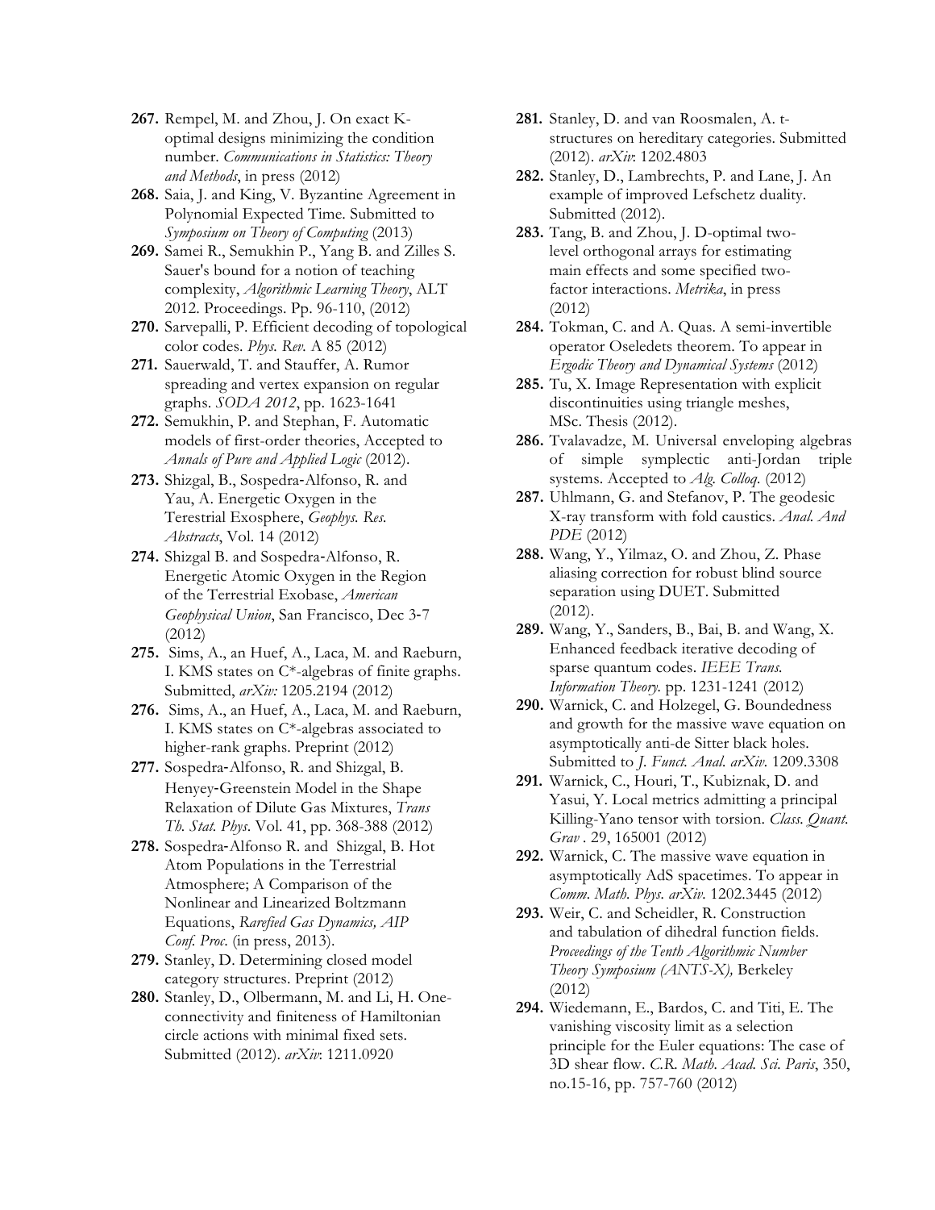**267.** Rempel, M. and Zhou, J. On exact K-optimal designs minimizing the condition number. *Communications in Statistics: Theory and Methods*, in press (2012)

**268.** Saia, J. and King, V. Byzantine Agreement in Polynomial Expected Time. Submitted to *Symposium on Theory of Computing* (2013)

**269.** Samei R., Semukhin P., Yang B. and Zilles S. Sauer's bound for a notion of teaching complexity, *Algorithmic Learning Theory*, ALT 2012. Proceedings. Pp. 96-110, (2012)

**270.** Sarvepalli, P. Efficient decoding of topological color codes. *Phys. Rev.* A 85 (2012)

**271.** Sauerwald, T. and Stauffer, A. Rumor spreading and vertex expansion on regular graphs. *SODA 2012*, pp. 1623-1641

**272.** Semukhin, P. and Stephan, F. Automatic models of first-order theories, Accepted to *Annals of Pure and Applied Logic* (2012).

**273.** Shizgal, B., Sospedra-Alfonso, R. and Yau, A. Energetic Oxygen in the Terestrial Exosphere, *Geophys. Res. Abstracts*, Vol. 14 (2012)

**274.** Shizgal B. and Sospedra-Alfonso, R. Energetic Atomic Oxygen in the Region of the Terrestrial Exobase, *American Geophysical Union*, San Francisco, Dec 3-7 (2012)

**275.** Sims, A., an Huef, A., Laca, M. and Raeburn, I. KMS states on C*-algebras of finite graphs. Submitted, *arXiv:* 1205.2194 (2012)

**276.** Sims, A., an Huef, A., Laca, M. and Raeburn, I. KMS states on C*-algebras associated to higher-rank graphs. Preprint (2012)

**277.** Sospedra-Alfonso, R. and Shizgal, B. Henyey-Greenstein Model in the Shape Relaxation of Dilute Gas Mixtures, *Trans Th. Stat. Phys*. Vol. 41, pp. 368-388 (2012)

**278.** Sospedra-Alfonso R. and Shizgal, B. Hot Atom Populations in the Terrestrial Atmosphere; A Comparison of the Nonlinear and Linearized Boltzmann Equations, *Rarefied Gas Dynamics, AIP Conf. Proc.* (in press, 2013).

**279.** Stanley, D. Determining closed model category structures. Preprint (2012)

**280.** Stanley, D., Olbermann, M. and Li, H. One-connectivity and finiteness of Hamiltonian circle actions with minimal fixed sets. Submitted (2012). *arXiv*: 1211.0920

**281.** Stanley, D. and van Roosmalen, A. t-structures on hereditary categories. Submitted (2012). *arXiv*: 1202.4803

**282.** Stanley, D., Lambrechts, P. and Lane, J. An example of improved Lefschetz duality. Submitted (2012).

**283.** Tang, B. and Zhou, J. D-optimal two-level orthogonal arrays for estimating main effects and some specified two-factor interactions. *Metrika*, in press (2012)

**284.** Tokman, C. and A. Quas. A semi-invertible operator Oseledets theorem. To appear in *Ergodic Theory and Dynamical Systems* (2012)

**285.** Tu, X. Image Representation with explicit discontinuities using triangle meshes, MSc. Thesis (2012).

**286.** Tvalavadze, M. Universal enveloping algebras of simple symplectic anti-Jordan triple systems. Accepted to *Alg. Colloq.* (2012)

**287.** Uhlmann, G. and Stefanov, P. The geodesic X-ray transform with fold caustics. *Anal. And PDE* (2012)

**288.** Wang, Y., Yilmaz, O. and Zhou, Z. Phase aliasing correction for robust blind source separation using DUET. Submitted (2012).

**289.** Wang, Y., Sanders, B., Bai, B. and Wang, X. Enhanced feedback iterative decoding of sparse quantum codes. *IEEE Trans. Information Theory.* pp. 1231-1241 (2012)

**290.** Warnick, C. and Holzegel, G. Boundedness and growth for the massive wave equation on asymptotically anti-de Sitter black holes. Submitted to *J. Funct. Anal. arXiv.* 1209.3308

**291.** Warnick, C., Houri, T., Kubiznak, D. and Yasui, Y. Local metrics admitting a principal Killing-Yano tensor with torsion. *Class. Quant. Grav* . 29, 165001 (2012)

**292.** Warnick, C. The massive wave equation in asymptotically AdS spacetimes. To appear in *Comm. Math. Phys. arXiv.* 1202.3445 (2012)

**293.** Weir, C. and Scheidler, R. Construction and tabulation of dihedral function fields. *Proceedings of the Tenth Algorithmic Number Theory Symposium (ANTS-X),* Berkeley (2012)

**294.** Wiedemann, E., Bardos, C. and Titi, E. The vanishing viscosity limit as a selection principle for the Euler equations: The case of 3D shear flow. *C.R. Math. Acad. Sci. Paris*, 350, no.15-16, pp. 757-760 (2012)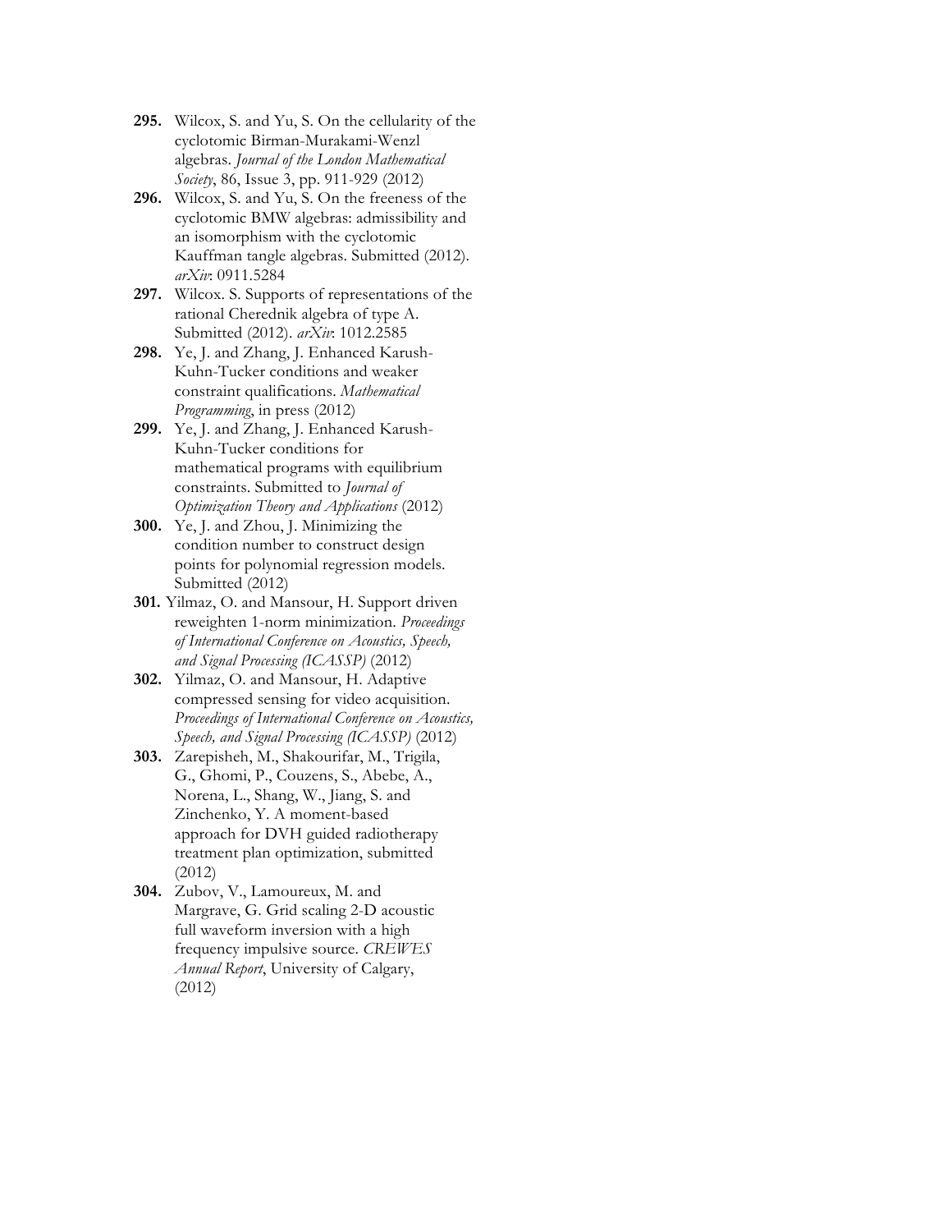**295.** Wilcox, S. and Yu, S. On the cellularity of the cyclotomic Birman-Murakami-Wenzl algebras. *Journal of the London Mathematical Society*, 86, Issue 3, pp. 911-929 (2012)

**296.** Wilcox, S. and Yu, S. On the freeness of the cyclotomic BMW algebras: admissibility and an isomorphism with the cyclotomic Kauffman tangle algebras. Submitted (2012). *arXiv*: 0911.5284

**297.** Wilcox. S. Supports of representations of the rational Cherednik algebra of type A. Submitted (2012). *arXiv*: 1012.2585

**298.** Ye, J. and Zhang, J. Enhanced Karush-Kuhn-Tucker conditions and weaker constraint qualifications. *Mathematical Programming*, in press (2012)

**299.** Ye, J. and Zhang, J. Enhanced Karush-Kuhn-Tucker conditions for mathematical programs with equilibrium constraints. Submitted to *Journal of Optimization Theory and Applications* (2012)

**300.** Ye, J. and Zhou, J. Minimizing the condition number to construct design points for polynomial regression models. Submitted (2012)

**301.** Yilmaz, O. and Mansour, H. Support driven reweighten 1-norm minimization. *Proceedings of International Conference on Acoustics, Speech, and Signal Processing (ICASSP)* (2012)

**302.** Yilmaz, O. and Mansour, H. Adaptive compressed sensing for video acquisition. *Proceedings of International Conference on Acoustics, Speech, and Signal Processing (ICASSP)* (2012)

**303.** Zarepisheh, M., Shakourifar, M., Trigila, G., Ghomi, P., Couzens, S., Abebe, A., Norena, L., Shang, W., Jiang, S. and Zinchenko, Y. A moment-based approach for DVH guided radiotherapy treatment plan optimization, submitted (2012)

**304.** Zubov, V., Lamoureux, M. and Margrave, G. Grid scaling 2-D acoustic full waveform inversion with a high frequency impulsive source. *CREWES Annual Report*, University of Calgary, (2012)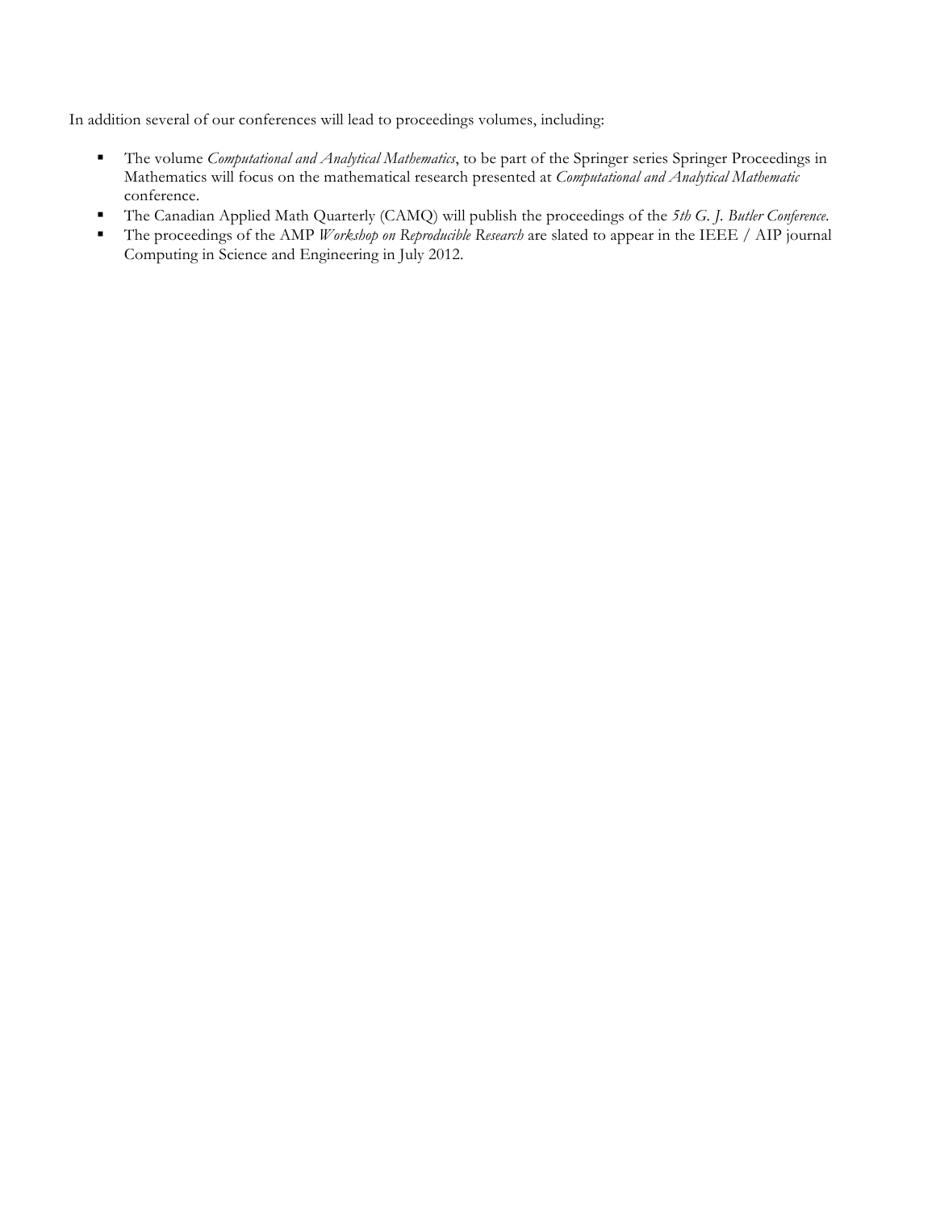In addition several of our conferences will lead to proceedings volumes, including:

- The volume *Computational and Analytical Mathematics*, to be part of the Springer series Springer Proceedings in Mathematics will focus on the mathematical research presented at *Computational and Analytical Mathematic* conference.
- The Canadian Applied Math Quarterly (CAMQ) will publish the proceedings of the *5th G. J. Butler Conference*.
- The proceedings of the AMP *Workshop on Reproducible Research* are slated to appear in the IEEE / AIP journal Computing in Science and Engineering in July 2012.